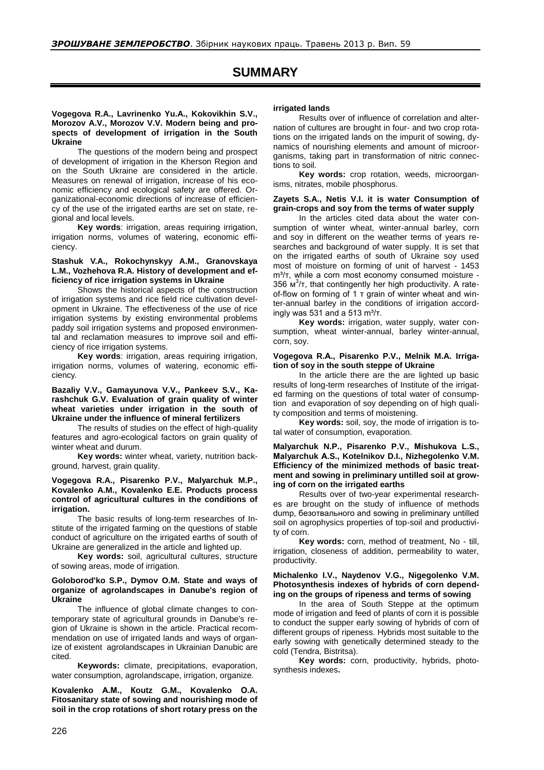# SUMMARY

**Vogegova R.A., Lavrinenko Yu.A., Kokovikhin S.V., Morozov A.V., Morozov V.V. Modern being and prospects of development of irrigation in the South Ukraine**

The questions of the modern being and prospect of development of irrigation in the Kherson Region and on the South Ukraine are considered in the article. Measures on renewal of irrigation, increase of his economic efficiency and ecological safety are offered. Organizational-economic directions of increase of efficiency of the use of the irrigated earths are set on state, regional and local levels.

**Key words**: irrigation, areas requiring irrigation, irrigation norms, volumes of watering, economic efficiency.

**Stashuk V.A., Rokochynskyy A.M., Granovskaya L.M., Vozhehova R.A. History of development and efficiency of rice irrigation systems in Ukraine**

Shows the historical aspects of the construction of irrigation systems and rice field rice cultivation development in Ukraine. The effectiveness of the use of rice irrigation systems by existing environmental problems paddy soil irrigation systems and proposed environmental and reclamation measures to improve soil and efficiency of rice irrigation systems.

**Key words**: irrigation, areas requiring irrigation, irrigation norms, volumes of watering, economic efficiency.

**Bazaliy V.V., Gamayunova V.V., Pankeev S.V., Karashchuk G.V. Evaluation of grain quality of winter wheat varieties under irrigation in the south of Ukraine under the influence of mineral fertilizers**

The results of studies on the effect of high-quality features and agro-ecological factors on grain quality of winter wheat and durum.

**Key words:** winter wheat, variety, nutrition background, harvest, grain quality.

**Vogegova R.A., Pisarenko P.V., Malyarchuk M.P., Kovalenko A.M., Kovalenko E.E. Products process control of agricultural cultures in the conditions of irrigation.**

The basic results of long-term researches of Institute of the irrigated farming on the questions of stable conduct of agriculture on the irrigated earths of south of Ukraine are generalized in the article and lighted up.

**Key words:** soil, agricultural cultures, structure of sowing areas, mode of irrigation.

**Goloborod'ko S.P., Dymov O.M. State and ways of organize of agrolandscapes in Danube's region of Ukraine**

The influence of global climate changes to contemporary state of agricultural grounds in Danube's region of Ukraine is shown in the article. Practical recommendation on use of irrigated lands and ways of organize of existent agrolandscapes in Ukrainian Danubic are cited.

**Keywords:** climate, precipitations, evaporation, water consumption, agrolandscape, irrigation, organize.

**Kovalenko A.M., Кoutz G.M., Kovalenko O.A. Fitosanitary state of sowing and nourishing mode of soil in the crop rotations of short rotary press on the irrigated lands**

Results over of influence of correlation and alternation of cultures are brought in four- and two crop rotations on the irrigated lands on the impurit of sowing, dynamics of nourishing elements and amount of microorganisms, taking part in transformation of nitric connections to soil.

**Key words:** crop rotation, weeds, microorganisms, nitrates, mobile phosphorus.

**Zayets S.A., Netis V.I. it is water Consumption of grain-crops and soy from the terms of water supply**

In the articles cited data about the water consumption of winter wheat, winter-annual barley, corn and soy in different on the weather terms of years researches and background of water supply. It is set that on the irrigated earths of south of Ukraine soy used most of moisture on forming of unit of harvest - 1453 m³/т, while a corn most economy consumed moisture - 356 м$^3$/т, that contingently her high productivity. A rate-of-flow on forming of 1 т grain of winter wheat and winter-annual barley in the conditions of irrigation accordingly was 531 and a 513 m³/т.

**Key words:** irrigation, water supply, water consumption, wheat winter-annual, barley winter-annual, corn, soy.

**Vogegova R.A., Pisarenko P.V., Melnik M.A. Irrigation of soy in the south steppe of Ukraine**

In the article there are the are lighted up basic results of long-term researches of Institute of the irrigated farming on the questions of total water of consumption and evaporation of soy depending on of high quality composition and terms of moistening.

**Key words:** soil, soy, the mode of irrigation is total water of consumption, evaporation.

**Malyarchuk N.P., Pisarenko P.V., Mishukova L.S., Malyarchuk A.S., Kotelnikov D.I., Nizhegolenko V.M. Efficiency of the minimized methods of basic treatment and sowing in preliminary untilled soil at growing of corn on the irrigated earths**

Results over of two-year experimental researches are brought on the study of influence of methods dump, безотвального and sowing in preliminary untilled soil on agrophysics properties of top-soil and productivity of corn.

**Key words:** corn, method of treatment, No - till, irrigation, closeness of addition, permeability to water, productivity.

**Michalenko I.V., Naydenov V.G., Nigegolenko V.M. Photosynthesis indexes of hybrids of corn depending on the groups of ripeness and terms of sowing**

In the area of South Steppe at the optimum mode of irrigation and feed of plants of corn it is possible to conduct the supper early sowing of hybrids of corn of different groups of ripeness. Hybrids most suitable to the early sowing with genetically determined steady to the cold (Tendra, Bistritsa).

**Key words:** corn, productivity, hybrids, photosynthesis indexes**.**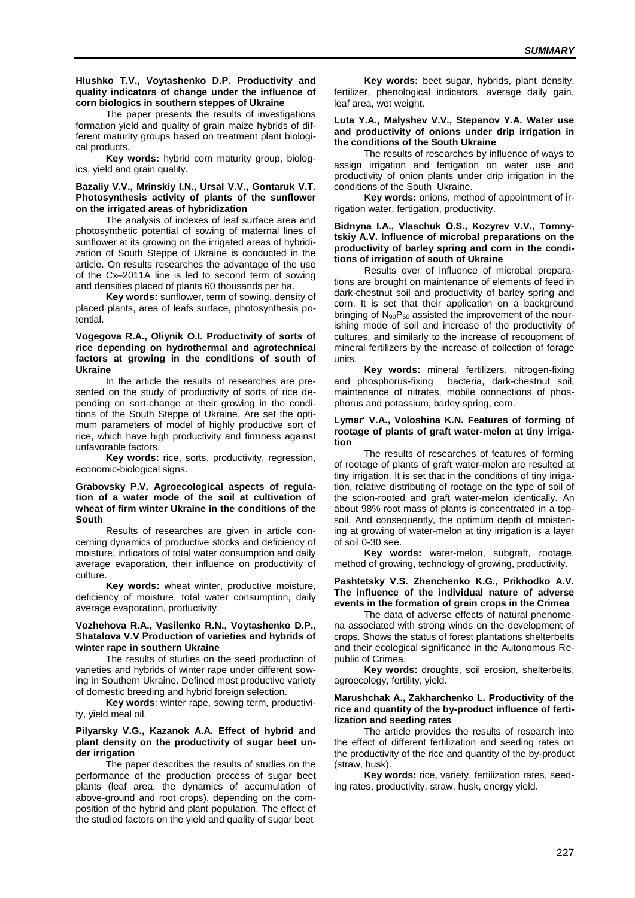**Hlushko T.V., Voytashenko D.P. Productivity and quality indicators of change under the influence of corn biologics in southern steppes of Ukraine**

The paper presents the results of investigations formation yield and quality of grain maize hybrids of different maturity groups based on treatment plant biological products.

**Key words:** hybrid corn maturity group, biologics, yield and grain quality.

**Bazaliy V.V., Mrinskiy I.N., Ursal V.V., Gontaruk V.T. Photosynthesis activity of plants of the sunflower on the irrigated areas of hybridization**

The analysis of indexes of leaf surface area and photosynthetic potential of sowing of maternal lines of sunflower at its growing on the irrigated areas of hybridization of South Steppe of Ukraine is conducted in the article. On results researches the advantage of the use of the Cx–2011A line is led to second term of sowing and densities placed of plants 60 thousands per ha.

**Key words:** sunflower, term of sowing, density of placed plants, area of leafs surface, photosynthesis potential.

**Vogegova R.A., Oliynik O.I. Productivity of sorts of rice depending on hydrothermal and agrotechnical factors at growing in the conditions of south of Ukraine**

In the article the results of researches are presented on the study of productivity of sorts of rice depending on sort-change at their growing in the conditions of the South Steppe of Ukraine. Are set the optimum parameters of model of highly productive sort of rice, which have high productivity and firmness against unfavorable factors.

**Key words:** rice, sorts, productivity, regression, economic-biological signs.

**Grabovsky P.V. Agroecological aspects of regulation of a water mode of the soil at cultivation of wheat of firm winter Ukraine in the conditions of the South**

Results of researches are given in article concerning dynamics of productive stocks and deficiency of moisture, indicators of total water consumption and daily average evaporation, their influence on productivity of culture.

**Key words:** wheat winter, productive moisture, deficiency of moisture, total water consumption, daily average evaporation, productivity.

**Vozhehova R.A., Vasilenko R.N., Voytashenko D.P., Shatalova V.V Production of varieties and hybrids of winter rape in southern Ukraine**

The results of studies on the seed production of varieties and hybrids of winter rape under different sowing in Southern Ukraine. Defined most productive variety of domestic breeding and hybrid foreign selection.

**Key words**: winter rape, sowing term, productivity, yield meal oil.

**Pilyarsky V.G., Kazanok A.A. Effect of hybrid and plant density on the productivity of sugar beet under irrigation**

The paper describes the results of studies on the performance of the production process of sugar beet plants (leaf area, the dynamics of accumulation of above-ground and root crops), depending on the composition of the hybrid and plant population. The effect of the studied factors on the yield and quality of sugar beet

**Key words:** beet sugar, hybrids, plant density, fertilizer, phenological indicators, average daily gain, leaf area, wet weight.

**Luta Y.A., Malyshev V.V., Stepanov Y.A. Water use and productivity of onions under drip irrigation in the conditions of the South Ukraine**

The results of researches by influence of ways to assign irrigation and fertigation on water use and productivity of onion plants under drip irrigation in the conditions of the South Ukraine.

**Key words:** onions, method of appointment of irrigation water, fertigation, productivity.

**Bidnyna I.A., Vlaschuk O.S., Kozyrev V.V., Tomnytskiy A.V. Influence of microbal preparations on the productivity of barley spring and corn in the conditions of irrigation of south of Ukraine**

Results over of influence of microbal preparations are brought on maintenance of elements of feed in dark-chestnut soil and productivity of barley spring and corn. It is set that their application on a background bringing of $N_{90}P_{60}$ assisted the improvement of the nourishing mode of soil and increase of the productivity of cultures, and similarly to the increase of recoupment of mineral fertilizers by the increase of collection of forage units.

**Key words:** mineral fertilizers, nitrogen-fixing and phosphorus-fixing bacteria, dark-chestnut soil, maintenance of nitrates, mobile connections of phosphorus and potassium, barley spring, corn.

**Lymar' V.A., Voloshina K.N. Features of forming of rootage of plants of graft water-melon at tiny irrigation**

The results of researches of features of forming of rootage of plants of graft water-melon are resulted at tiny irrigation. It is set that in the conditions of tiny irrigation, relative distributing of rootage on the type of soil of the scion-rooted and graft water-melon identically. An about 98% root mass of plants is concentrated in a topsoil. And consequently, the optimum depth of moistening at growing of water-melon at tiny irrigation is a layer of soil 0-30 see.

**Key words:** water-melon, subgraft, rootage, method of growing, technology of growing, productivity.

**Pashtetsky V.S. Zhenchenko K.G., Prikhodko A.V. The influence of the individual nature of adverse events in the formation of grain crops in the Crimea**

The data of adverse effects of natural phenomena associated with strong winds on the development of crops. Shows the status of forest plantations shelterbelts and their ecological significance in the Autonomous Republic of Crimea.

**Key words:** droughts, soil erosion, shelterbelts, agroecology, fertility, yield.

**Marushchak A., Zakharchenko L. Productivity of the rice and quantity of the by-product influence of fertilization and seeding rates**

The article provides the results of research into the effect of different fertilization and seeding rates on the productivity of the rice and quantity of the by-product (straw, husk).

**Key words:** rice, variety, fertilization rates, seeding rates, productivity, straw, husk, energy yield.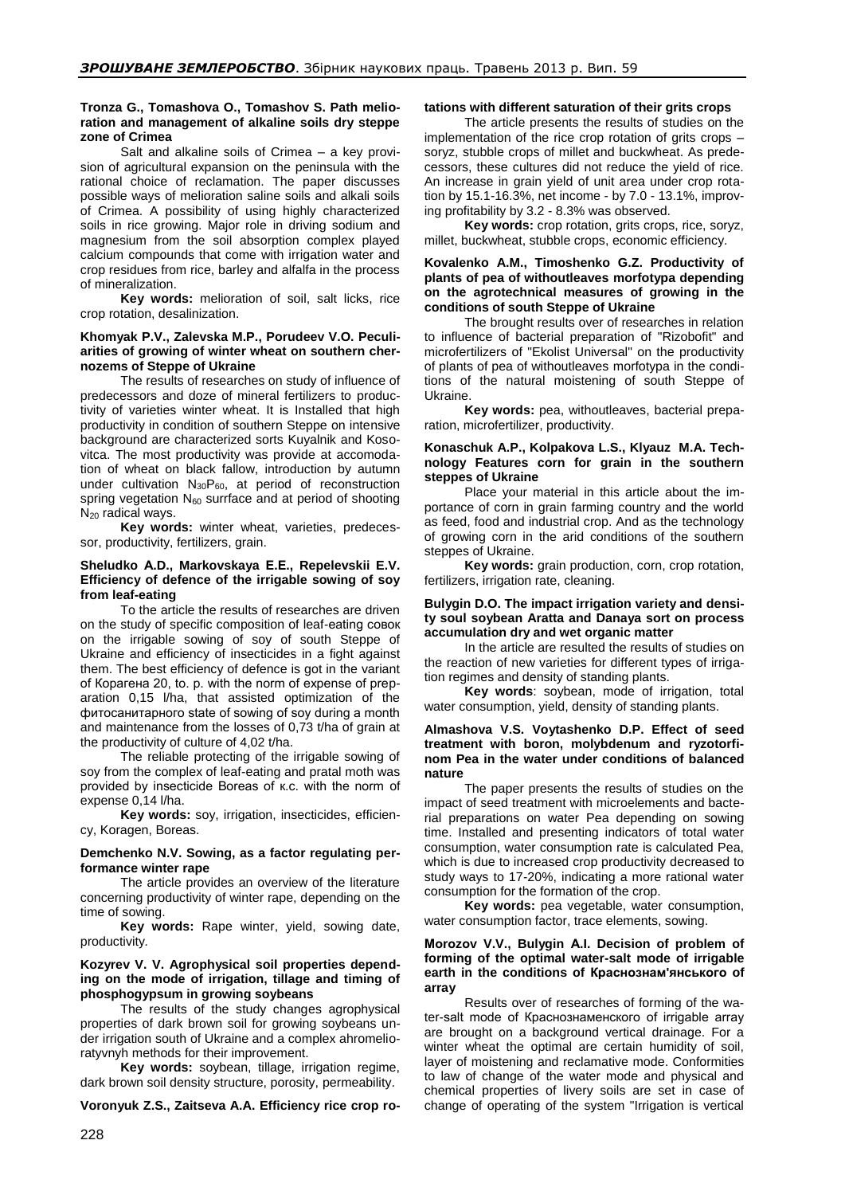**Tronza G., Tomashova O., Tomashov S. Path melioration and management of alkaline soils dry steppe zone of Crimea**

Salt and alkaline soils of Crimea – a key provision of agricultural expansion on the peninsula with the rational choice of reclamation. The paper discusses possible ways of melioration saline soils and alkali soils of Crimea. A possibility of using highly characterized soils in rice growing. Major role in driving sodium and magnesium from the soil absorption complex played calcium compounds that come with irrigation water and crop residues from rice, barley and alfalfa in the process of mineralization.

**Key words:** melioration of soil, salt licks, rice crop rotation, desalinization.

**Khomyak P.V., Zalevska M.P., Porudeev V.O. Peculiarities of growing of winter wheat on southern chernozems of Steppe of Ukraine**

The results of researches on study of influence of predecessors and doze of mineral fertilizers to productivity of varieties winter wheat. It is Installed that high productivity in condition of southern Steppe on intensive background are characterized sorts Kuyalnik and Kosovitca. The most productivity was provide at accomodation of wheat on black fallow, introduction by autumn under cultivation $N_{30}P_{60}$, at period of reconstruction spring vegetation $N_{60}$ surrface and at period of shooting $N_{20}$ radical ways.

**Key words:** winter wheat, varieties, predecessor, productivity, fertilizers, grain.

**Sheludko A.D., Markovskaya E.E., Repelevskii E.V. Efficiency of defence of the irrigable sowing of soy from leaf-eating**

To the article the results of researches are driven on the study of specific composition of leaf-eating совок on the irrigable sowing of soy of south Steppe of Ukraine and efficiency of insecticides in a fight against them. The best efficiency of defence is got in the variant of Корагена 20, to. p. with the norm of expense of preparation 0,15 l/ha, that assisted optimization of the фитосанитарного state of sowing of soy during a month and maintenance from the losses of 0,73 t/ha of grain at the productivity of culture of 4,02 t/ha.

The reliable protecting of the irrigable sowing of soy from the complex of leaf-eating and pratal moth was provided by insecticide Boreas of к.с. with the norm of expense 0,14 l/ha.

**Key words:** soy, irrigation, insecticides, efficiency, Koragen, Boreas.

**Demchenko N.V. Sowing, as a factor regulating performance winter rape**

The article provides an overview of the literature concerning productivity of winter rape, depending on the time of sowing.

**Key words:** Rape winter, yield, sowing date, productivity.

**Kozyrev V. V. Agrophysical soil properties depending on the mode of irrigation, tillage and timing of phosphogypsum in growing soybeans**

The results of the study changes agrophysical properties of dark brown soil for growing soybeans under irrigation south of Ukraine and a complex ahromelioratyvnyh methods for their improvement.

**Key words:** soybean, tillage, irrigation regime, dark brown soil density structure, porosity, permeability.

**Voronyuk Z.S., Zaitseva A.A. Efficiency rice crop rotations with different saturation of their grits crops**

The article presents the results of studies on the implementation of the rice crop rotation of grits crops – soryz, stubble crops of millet and buckwheat. As predecessors, these cultures did not reduce the yield of rice. An increase in grain yield of unit area under crop rotation by 15.1-16.3%, net income - by 7.0 - 13.1%, improving profitability by 3.2 - 8.3% was observed.

**Key words:** crop rotation, grits crops, rice, soryz, millet, buckwheat, stubble crops, economic efficiency.

**Kovalenko A.M., Timoshenko G.Z. Productivity of plants of pea of withoutleaves morfotypa depending on the agrotechnical measures of growing in the conditions of south Steppe of Ukraine**

The brought results over of researches in relation to influence of bacterial preparation of "Rizobofit" and microfertilizers of "Ekolist Universal" on the productivity of plants of pea of withoutleaves morfotypa in the conditions of the natural moistening of south Steppe of Ukraine.

**Key words:** pea, withoutleaves, bacterial preparation, microfertilizer, productivity.

**Konaschuk A.P., Kolpakova L.S., Klyauz M.A. Technology Features corn for grain in the southern steppes of Ukraine**

Place your material in this article about the importance of corn in grain farming country and the world as feed, food and industrial crop. And as the technology of growing corn in the arid conditions of the southern steppes of Ukraine.

**Key words:** grain production, corn, crop rotation, fertilizers, irrigation rate, cleaning.

**Bulygin D.O. The impact irrigation variety and density soul soybean Aratta and Danaya sort on process accumulation dry and wet organic matter**

In the article are resulted the results of studies on the reaction of new varieties for different types of irrigation regimes and density of standing plants.

**Key words**: soybean, mode of irrigation, total water consumption, yield, density of standing plants.

**Almashova V.S. Voytashenko D.P. Effect of seed treatment with boron, molybdenum and ryzotorfinom Pea in the water under conditions of balanced nature**

The paper presents the results of studies on the impact of seed treatment with microelements and bacterial preparations on water Pea depending on sowing time. Installed and presenting indicators of total water consumption, water consumption rate is calculated Pea, which is due to increased crop productivity decreased to study ways to 17-20%, indicating a more rational water consumption for the formation of the crop.

**Key words:** pea vegetable, water consumption, water consumption factor, trace elements, sowing.

**Morozov V.V., Bulygin A.I. Decision of problem of forming of the optimal water-salt mode of irrigable earth in the conditions of Краснознам'янського of array**

Results over of researches of forming of the water-salt mode of Краснознаменского of irrigable array are brought on a background vertical drainage. For a winter wheat the optimal are certain humidity of soil, layer of moistening and reclamative mode. Conformities to law of change of the water mode and physical and chemical properties of livery soils are set in case of change of operating of the system "Irrigation is vertical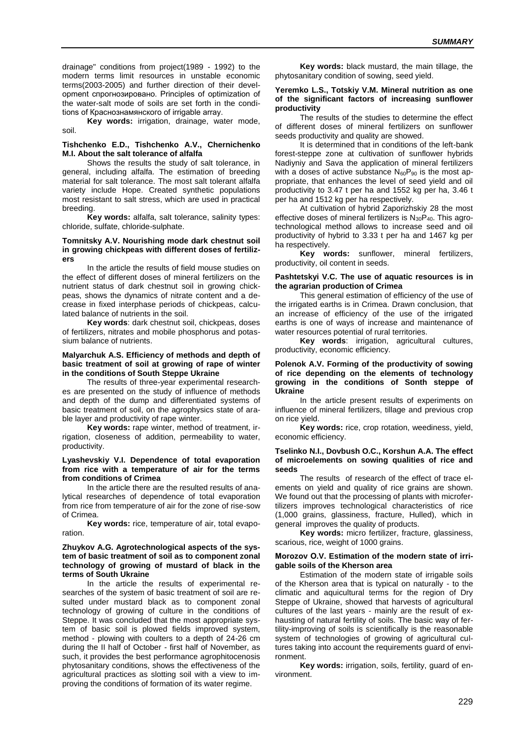drainage" conditions from project(1989 - 1992) to the modern terms limit resources in unstable economic terms(2003-2005) and further direction of their development спрогнозировано. Principles of optimization of the water-salt mode of soils are set forth in the conditions of Краснознамянского of irrigable array.

**Key words:** irrigation, drainage, water mode, soil.

**Tishchenko E.D., Tishchenko A.V., Chernichenko M.I. About the salt tolerance of alfalfa**

Shows the results the study of salt tolerance, in general, including alfalfa. The estimation of breeding material for salt tolerance. The most salt tolerant alfalfa variety include Hope. Created synthetic populations most resistant to salt stress, which are used in practical breeding.

**Key words:** alfalfa, salt tolerance, salinity types: chloride, sulfate, chloride-sulphate.

**Tomnitsky A.V. Nourishing mode dark chestnut soil in growing chickpeas with different doses of fertilizers**

In the article the results of field mouse studies on the effect of different doses of mineral fertilizers on the nutrient status of dark chestnut soil in growing chickpeas, shows the dynamics of nitrate content and a decrease in fixed interphase periods of chickpeas, calculated balance of nutrients in the soil.

**Key words**: dark chestnut soil, chickpeas, doses of fertilizers, nitrates and mobile phosphorus and potassium balance of nutrients.

**Malyarchuk A.S. Efficiency of methods and depth of basic treatment of soil at growing of rape of winter in the conditions of South Steppe Ukraine**

The results of three-year experimental researches are presented on the study of influence of methods and depth of the dump and differentiated systems of basic treatment of soil, on the agrophysics state of arable layer and productivity of rape winter.

**Key words:** rape winter, method of treatment, irrigation, closeness of addition, permeability to water, productivity.

**Lyashevskiy V.I. Dependence of total evaporation from rice with a temperature of air for the terms from conditions of Crimea**

In the article there are the resulted results of analytical researches of dependence of total evaporation from rice from temperature of air for the zone of rise-sow of Crimea.

**Key words:** rice, temperature of air, total evaporation.

**Zhuykov A.G. Agrotechnological aspects of the system of basic treatment of soil as to component zonal technology of growing of mustard of black in the terms of South Ukraine**

In the article the results of experimental researches of the system of basic treatment of soil are resulted under mustard black as to component zonal technology of growing of culture in the conditions of Steppe. It was concluded that the most appropriate system of basic soil is plowed fields improved system, method - plowing with coulters to a depth of 24-26 cm during the II half of October - first half of November, as such, it provides the best performance agrophitocenosis phytosanitary conditions, shows the effectiveness of the agricultural practices as slotting soil with a view to improving the conditions of formation of its water regime.

**Key words:** black mustard, the main tillage, the phytosanitary condition of sowing, seed yield.

**Yeremko L.S., Totskiy V.M. Mineral nutrition as one of the significant factors of increasing sunflower productivity**

The results of the studies to determine the effect of different doses of mineral fertilizers on sunflower seeds productivity and quality are showed.

It is determined that in conditions of the left-bank forest-steppe zone at cultivation of sunflower hybrids Nadiyniy and Sava the application of mineral fertilizers with a doses of active substance $N_{60}P_{90}$ is the most appropriate, that enhances the level of seed yield and oil productivity to 3.47 t per ha and 1552 kg per ha, 3.46 t per ha and 1512 kg per ha respectively.

At cultivation of hybrid Zaporizhskiy 28 the most effective doses of mineral fertilizers is $N_{30}P_{40}$. This agrotechnological method allows to increase seed and oil productivity of hybrid to 3.33 t per ha and 1467 kg per ha respectively.

**Key words:** sunflower, mineral fertilizers, productivity, oil content in seeds.

**Pashtetskyi V.C. The use of aquatic resources is in the agrarian production of Crimea**

This general estimation of efficiency of the use of the irrigated earths is in Crimea. Drawn conclusion, that an increase of efficiency of the use of the irrigated earths is one of ways of increase and maintenance of water resources potential of rural territories.

**Key words**: irrigation, agricultural cultures, productivity, economic efficiency.

**Polenok A.V. Forming of the productivity of sowing of rice depending on the elements of technology growing in the conditions of Sonth steppe of Ukraine**

In the article present results of experiments on influence of mineral fertilizers, tillage and previous crop on rice yield.

**Key words:** rice, crop rotation, weediness, yield, economic efficiency.

**Tselinko N.I., Dovbush O.C., Korshun A.A. The effect of microelements on sowing qualities of rice and seeds**

The results of research of the effect of trace elements on yield and quality of rice grains are shown. We found out that the processing of plants with microfertilizers improves technological characteristics of rice (1,000 grains, glassiness, fracture, Hulled), which in general improves the quality of products.

**Key words:** micro fertilizer, fracture, glassiness, scarious, rice, weight of 1000 grains.

**Morozov O.V. Estimation of the modern state of irrigable soils of the Kherson area**

Estimation of the modern state of irrigable soils of the Kherson area that is typical on naturally - to the climatic and aquicultural terms for the region of Dry Steppe of Ukraine, showed that harvests of agricultural cultures of the last years - mainly are the result of exhausting of natural fertility of soils. The basic way of fertility-improving of soils is scientifically is the reasonable system of technologies of growing of agricultural cultures taking into account the requirements guard of environment.

**Key words:** irrigation, soils, fertility, guard of environment.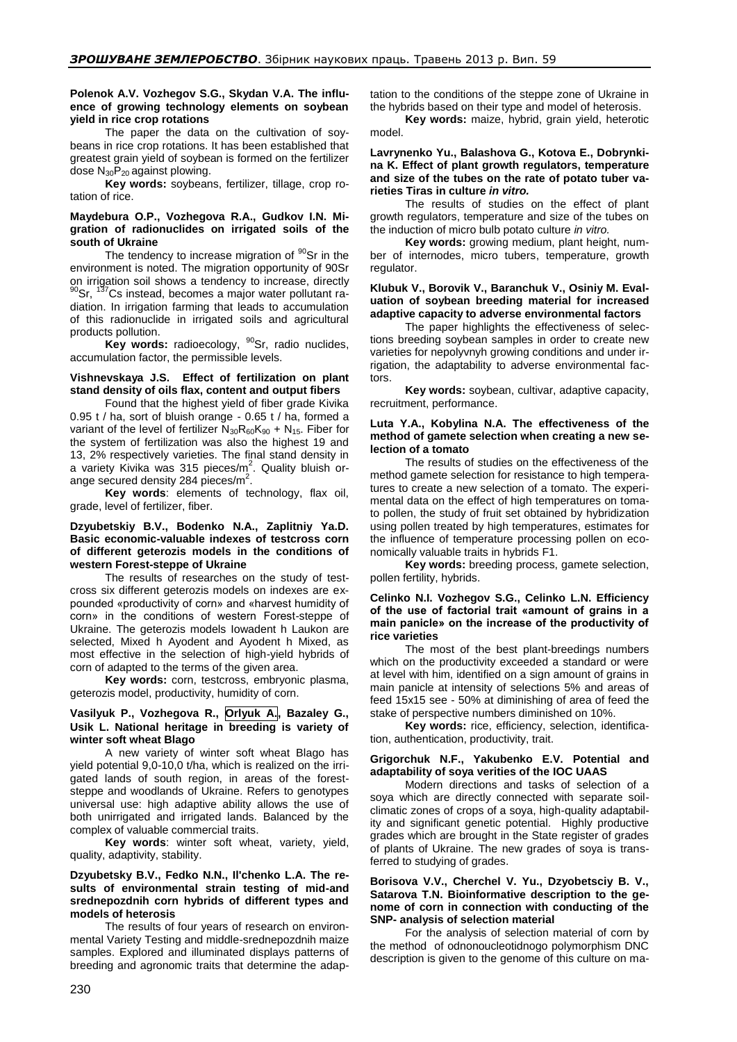**Polenok A.V. Vozhegov S.G., Skydan V.A. The influence of growing technology elements on soybean yield in rice crop rotations**

The paper the data on the cultivation of soybeans in rice crop rotations. It has been established that greatest grain yield of soybean is formed on the fertilizer dose $N_{30}P_{20}$ against plowing.

**Key words:** soybeans, fertilizer, tillage, crop rotation of rice.

**Maydebura O.P., Vozhegova R.A., Gudkov I.N. Migration of radionuclides on irrigated soils of the south of Ukraine**

The tendency to increase migration of $^{90}Sr$ in the environment is noted. The migration opportunity of 90Sr on irrigation soil shows a tendency to increase, directly $^{90}Sr$, $^{137}Cs$ instead, becomes a major water pollutant radiation. In irrigation farming that leads to accumulation of this radionuclide in irrigated soils and agricultural products pollution.

**Key words:** radioecology, $^{90}Sr$, radio nuclides, accumulation factor, the permissible levels.

**Vishnevskaya J.S. Effect of fertilization on plant stand density of oils flax, content and output fibers**

Found that the highest yield of fiber grade Kivika 0.95 t / ha, sort of bluish orange - 0.65 t / ha, formed a variant of the level of fertilizer $N_{30}R_{60}K_{90}$ + $N_{15}$. Fiber for the system of fertilization was also the highest 19 and 13, 2% respectively varieties. The final stand density in a variety Kivika was 315 pieces/m$^2$. Quality bluish orange secured density 284 pieces/m$^2$.

**Key words**: elements of technology, flax oil, grade, level of fertilizer, fiber.

**Dzyubetskiy B.V., Bodenko N.A., Zaplitniy Ya.D. Basic economic-valuable indexes of testcross corn of different geterozis models in the conditions of western Forest-steppe of Ukraine**

The results of researches on the study of testcross six different geterozis models on indexes are expounded «productivity of corn» and «harvest humidity of corn» in the conditions of western Forest-steppe of Ukraine. The geterozis models Iowadent h Laukon are selected, Mixed h Ayodent and Ayodent h Mixed, as most effective in the selection of high-yield hybrids of corn of adapted to the terms of the given area.

**Key words:** corn, testcross, embryonic plasma, geterozis model, productivity, humidity of corn.

**Vasilyuk P., Vozhegova R., Orlyuk A., Bazaley G., Usik L. National heritage in breeding is variety of winter soft wheat Blago**

A new variety of winter soft wheat Blago has yield potential 9,0-10,0 t/ha, which is realized on the irrigated lands of south region, in areas of the forest-steppe and woodlands of Ukraine. Refers to genotypes universal use: high adaptive ability allows the use of both unirrigated and irrigated lands. Balanced by the complex of valuable commercial traits.

**Key words**: winter soft wheat, variety, yield, quality, adaptivity, stability.

**Dzyubetsky B.V., Fedko N.N., Il'chenko L.A. The results of environmental strain testing of mid-and srednepozdnih corn hybrids of different types and models of heterosis**

The results of four years of research on environmental Variety Testing and middle-srednepozdnih maize samples. Explored and illuminated displays patterns of breeding and agronomic traits that determine the adaptation to the conditions of the steppe zone of Ukraine in the hybrids based on their type and model of heterosis.

**Key words:** maize, hybrid, grain yield, heterotic model.

**Lavrynenko Yu., Balashova G., Kotova E., Dobrynkina K. Effect of plant growth regulators, temperature and size of the tubes on the rate of potato tuber varieties Tiras in culture *in vitro.***

The results of studies on the effect of plant growth regulators, temperature and size of the tubes on the induction of micro bulb potato culture *in vitro.*

**Key words:** growing medium, plant height, number of internodes, micro tubers, temperature, growth regulator.

**Klubuk V., Borovik V., Baranchuk V., Osiniy M. Evaluation of soybean breeding material for increased adaptive capacity to adverse environmental factors**

The paper highlights the effectiveness of selections breeding soybean samples in order to create new varieties for nepolyvnyh growing conditions and under irrigation, the adaptability to adverse environmental factors.

**Key words:** soybean, cultivar, adaptive capacity, recruitment, performance.

**Luta Y.A., Kobylina N.A. The effectiveness of the method of gamete selection when creating a new selection of a tomato**

The results of studies on the effectiveness of the method gamete selection for resistance to high temperatures to create a new selection of a tomato. The experimental data on the effect of high temperatures on tomato pollen, the study of fruit set obtained by hybridization using pollen treated by high temperatures, estimates for the influence of temperature processing pollen on economically valuable traits in hybrids F1.

**Key words:** breeding process, gamete selection, pollen fertility, hybrids.

**Celinko N.I. Vozhegov S.G., Celinko L.N. Efficiency of the use of factorial trait «amount of grains in a main panicle» on the increase of the productivity of rice varieties**

The most of the best plant-breedings numbers which on the productivity exceeded a standard or were at level with him, identified on a sign amount of grains in main panicle at intensity of selections 5% and areas of feed 15x15 see - 50% at diminishing of area of feed the stake of perspective numbers diminished on 10%.

**Key words:** rice, efficiency, selection, identification, authentication, productivity, trait.

**Grigorchuk N.F., Yakubenko E.V. Potential and adaptability of soya verities of the IOC UAAS**

Modern directions and tasks of selection of a soya which are directly connected with separate soil-climatic zones of crops of a soya, high-quality adaptability and significant genetic potential. Highly productive grades which are brought in the State register of grades of plants of Ukraine. The new grades of soya is transferred to studying of grades.

**Borisova V.V., Cherchel V. Yu., Dzyobetsciy B. V., Satarova T.N. Bioinformative description to the genome of corn in connection with conducting of the SNP- analysis of selection material**

For the analysis of selection material of corn by the method of odnonoucleotidnogo polymorphism DNC description is given to the genome of this culture on ma-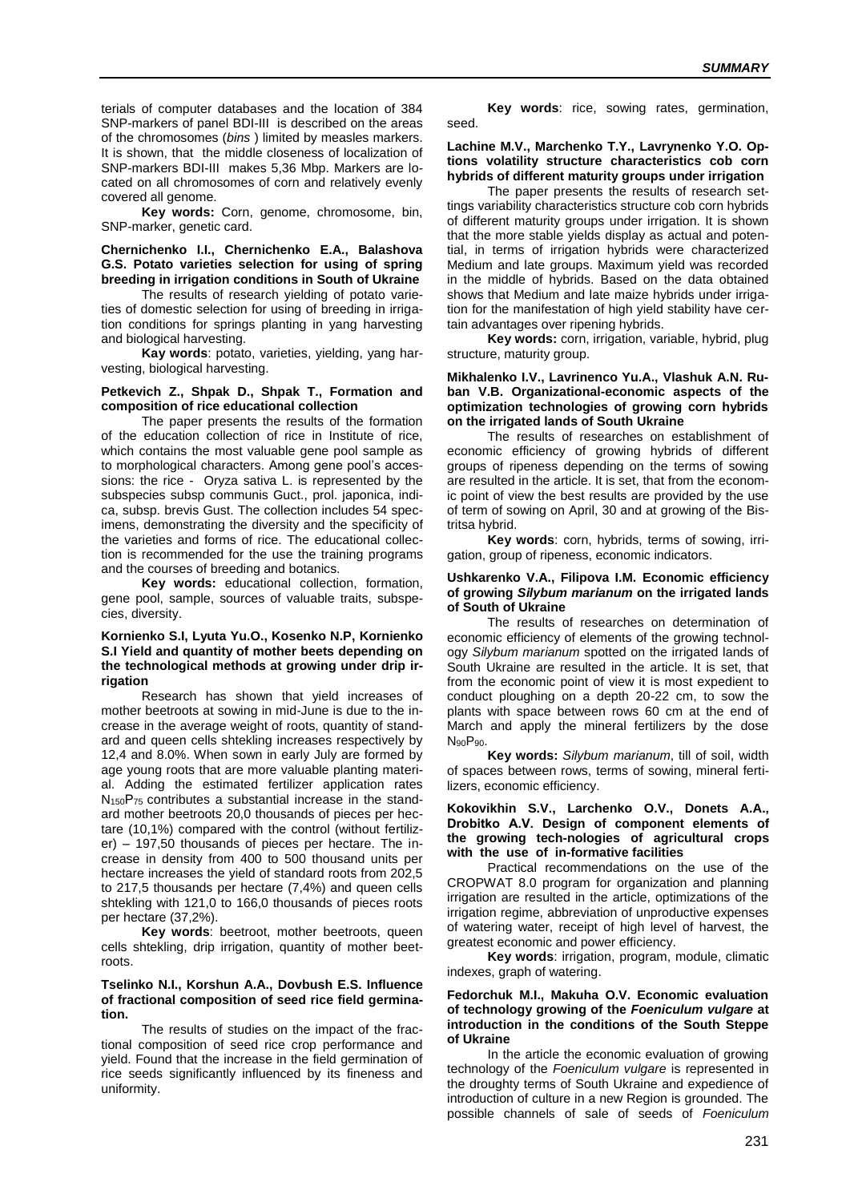terials of computer databases and the location of 384 SNP-markers of panel BDI-III is described on the areas of the chromosomes (*bins* ) limited by measles markers. It is shown, that the middle closeness of localization of SNP-markers BDI-III makes 5,36 Mbp. Markers are located on all chromosomes of corn and relatively evenly covered all genome.

**Key words:** Corn, genome, chromosome, bin, SNP-marker, genetic card.

**Chernichenko I.I., Chernichenko E.A., Balashova G.S. Potato varieties selection for using of spring breeding in irrigation conditions in South of Ukraine**

The results of research yielding of potato varieties of domestic selection for using of breeding in irrigation conditions for springs planting in yang harvesting and biological harvesting.

**Kay words**: potato, varieties, yielding, yang harvesting, biological harvesting.

**Petkevich Z., Shpak D., Shpak T., Formation and composition of rice educational collection**

The paper presents the results of the formation of the education collection of rice in Institute of rice, which contains the most valuable gene pool sample as to morphological characters. Among gene pool's accessions: the rice - Oryza sativa L. is represented by the subspecies subsp communis Guct., prol. japonica, indica, subsp. brevis Gust. The collection includes 54 specimens, demonstrating the diversity and the specificity of the varieties and forms of rice. The educational collection is recommended for the use the training programs and the courses of breeding and botanics.

**Key words:** educational collection, formation, gene pool, sample, sources of valuable traits, subspecies, diversity.

**Kornienko S.I, Lyuta Yu.O., Kosenko N.P, Kornienko S.I Yield and quantity of mother beets depending on the technological methods at growing under drip irrigation**

Research has shown that yield increases of mother beetroots at sowing in mid-June is due to the increase in the average weight of roots, quantity of standard and queen cells shtekling increases respectively by 12,4 and 8.0%. When sown in early July are formed by age young roots that are more valuable planting material. Adding the estimated fertilizer application rates $N_{150}P_{75}$ contributes a substantial increase in the standard mother beetroots 20,0 thousands of pieces per hectare (10,1%) compared with the control (without fertilizer) – 197,50 thousands of pieces per hectare. The increase in density from 400 to 500 thousand units per hectare increases the yield of standard roots from 202,5 to 217,5 thousands per hectare (7,4%) and queen cells shtekling with 121,0 to 166,0 thousands of pieces roots per hectare (37,2%).

**Key words**: beetroot, mother beetroots, queen cells shtekling, drip irrigation, quantity of mother beetroots.

**Tselinko N.I., Korshun A.A., Dovbush E.S. Influence of fractional composition of seed rice field germination.**

The results of studies on the impact of the fractional composition of seed rice crop performance and yield. Found that the increase in the field germination of rice seeds significantly influenced by its fineness and uniformity.

**Key words**: rice, sowing rates, germination, seed.

**Lachine M.V., Marchenko T.Y., Lavrynenko Y.O. Options volatility structure characteristics cob corn hybrids of different maturity groups under irrigation**

The paper presents the results of research settings variability characteristics structure cob corn hybrids of different maturity groups under irrigation. It is shown that the more stable yields display as actual and potential, in terms of irrigation hybrids were characterized Medium and late groups. Maximum yield was recorded in the middle of hybrids. Based on the data obtained shows that Medium and late maize hybrids under irrigation for the manifestation of high yield stability have certain advantages over ripening hybrids.

**Key words:** corn, irrigation, variable, hybrid, plug structure, maturity group.

**Mikhalenko I.V., Lavrinenco Yu.A., Vlashuk A.N. Ruban V.B. Organizational-economic aspects of the optimization technologies of growing corn hybrids on the irrigated lands of South Ukraine**

The results of researches on establishment of economic efficiency of growing hybrids of different groups of ripeness depending on the terms of sowing are resulted in the article. It is set, that from the economic point of view the best results are provided by the use of term of sowing on April, 30 and at growing of the Bistritsa hybrid.

**Key words**: corn, hybrids, terms of sowing, irrigation, group of ripeness, economic indicators.

**Ushkarenko V.A., Filipova I.M. Economic efficiency of growing *Silybum marianum* on the irrigated lands of South of Ukraine**

The results of researches on determination of economic efficiency of elements of the growing technology *Silybum marianum* spotted on the irrigated lands of South Ukraine are resulted in the article. It is set, that from the economic point of view it is most expedient to conduct ploughing on a depth 20-22 cm, to sow the plants with space between rows 60 cm at the end of March and apply the mineral fertilizers by the dose $N_{90}P_{90}$.

**Key words:** *Silybum marianum*, till of soil, width of spaces between rows, terms of sowing, mineral fertilizers, economic efficiency.

**Kokovikhin S.V., Larchenko O.V., Donets A.A., Drobitko A.V. Design of component elements of the growing tech-nologies of agricultural crops with the use of in-formative facilities**

Practical recommendations on the use of the CROPWAT 8.0 program for organization and planning irrigation are resulted in the article, optimizations of the irrigation regime, abbreviation of unproductive expenses of watering water, receipt of high level of harvest, the greatest economic and power efficiency.

**Key words**: irrigation, program, module, climatic indexes, graph of watering.

**Fedorchuk M.I., Makuha O.V. Economic evaluation of technology growing of the *Foeniculum vulgare* at introduction in the conditions of the South Steppe of Ukraine**

In the article the economic evaluation of growing technology of the *Foeniculum vulgare* is represented in the droughty terms of South Ukraine and expedience of introduction of culture in a new Region is grounded. The possible channels of sale of seeds of *Foeniculum*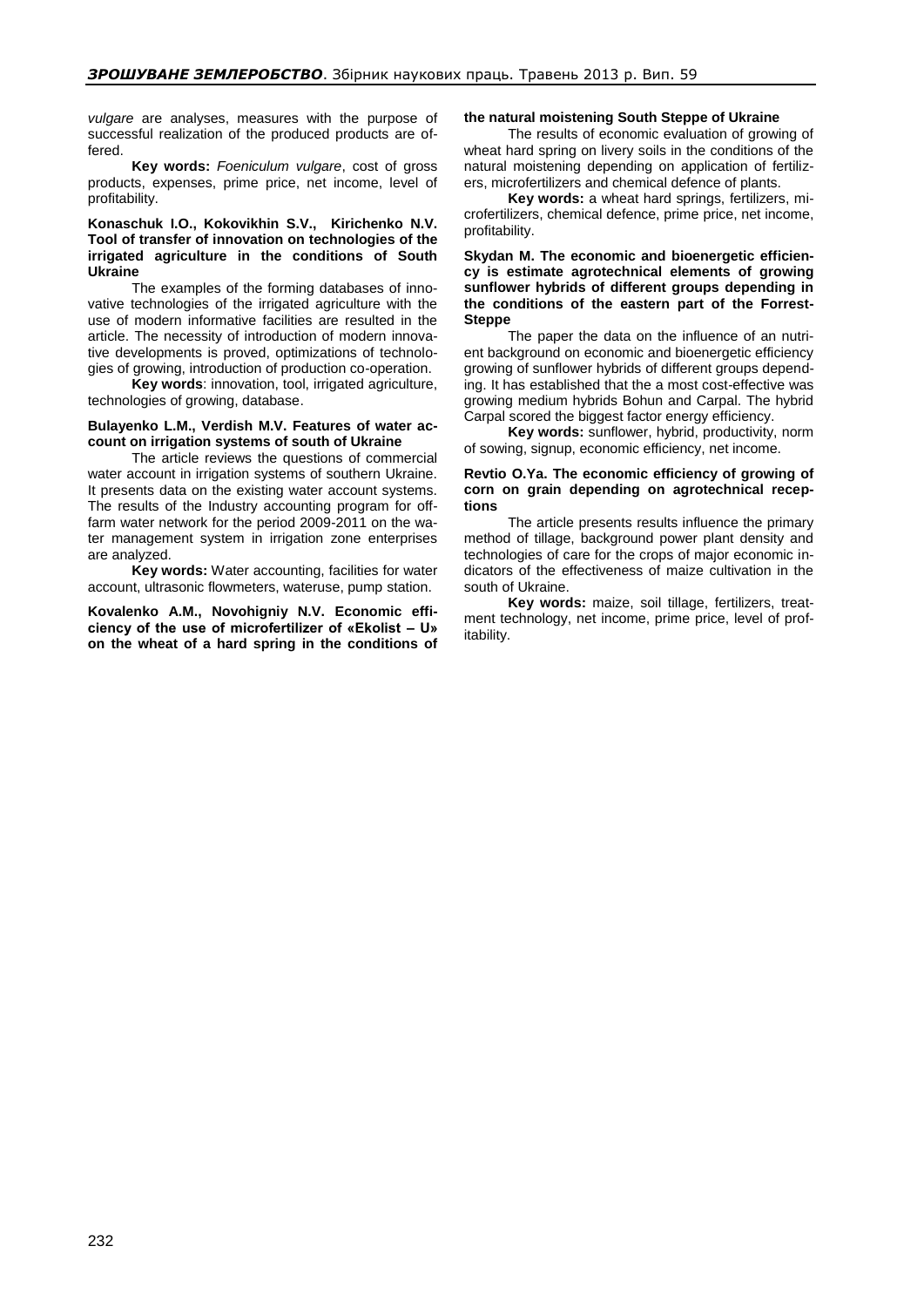*vulgare* are analyses, measures with the purpose of successful realization of the produced products are offered.

**Key words:** *Foeniculum vulgare*, cost of gross products, expenses, prime price, net income, level of profitability.

**Konaschuk I.O., Kokovikhin S.V., Kirichenko N.V. Tool of transfer of innovation on technologies of the irrigated agriculture in the conditions of South Ukraine**

The examples of the forming databases of innovative technologies of the irrigated agriculture with the use of modern informative facilities are resulted in the article. The necessity of introduction of modern innovative developments is proved, optimizations of technologies of growing, introduction of production co-operation.

**Key words**: innovation, tool, irrigated agriculture, technologies of growing, database.

**Bulayenko L.M., Verdish M.V. Features of water account on irrigation systems of south of Ukraine**

The article reviews the questions of commercial water account in irrigation systems of southern Ukraine. It presents data on the existing water account systems. The results of the Industry accounting program for off-farm water network for the period 2009-2011 on the water management system in irrigation zone enterprises are analyzed.

**Key words:** Water accounting, facilities for water account, ultrasonic flowmeters, wateruse, pump station.

**Kovalenko A.M., Novohigniy N.V. Economic efficiency of the use of microfertilizer of «Ekolist – U» on the wheat of a hard spring in the conditions of the natural moistening South Steppe of Ukraine**

The results of economic evaluation of growing of wheat hard spring on livery soils in the conditions of the natural moistening depending on application of fertilizers, microfertilizers and chemical defence of plants.

**Key words:** a wheat hard springs, fertilizers, microfertilizers, chemical defence, prime price, net income, profitability.

**Skydan M. The economic and bioenergetic efficiency is estimate agrotechnical elements of growing sunflower hybrids of different groups depending in the conditions of the eastern part of the Forrest-Steppe**

The paper the data on the influence of an nutrient background on economic and bioenergetic efficiency growing of sunflower hybrids of different groups depending. It has established that the a most cost-effective was growing medium hybrids Bohun and Carpal. The hybrid Carpal scored the biggest factor energy efficiency.

**Key words:** sunflower, hybrid, productivity, norm of sowing, signup, economic efficiency, net income.

**Revtio O.Ya. The economic efficiency of growing of corn on grain depending on agrotechnical receptions**

The article presents results influence the primary method of tillage, background power plant density and technologies of care for the crops of major economic indicators of the effectiveness of maize cultivation in the south of Ukraine.

**Key words:** maize, soil tillage, fertilizers, treatment technology, net income, prime price, level of profitability.